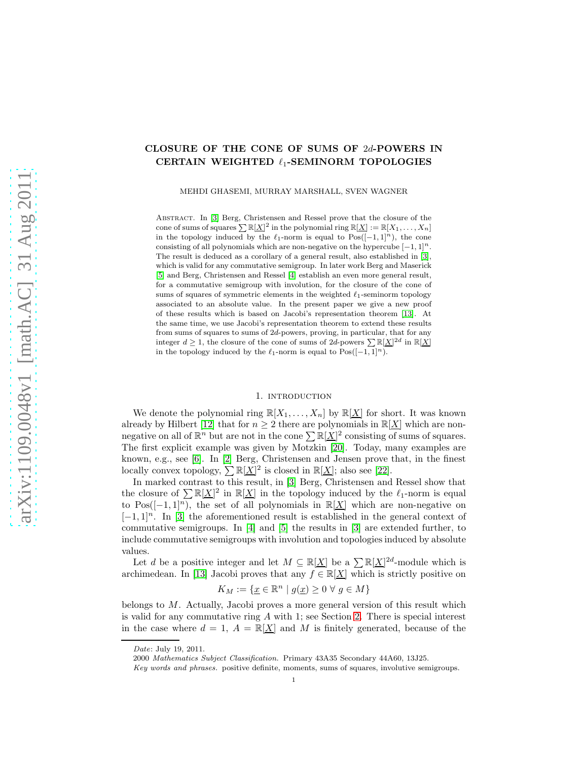# CLOSURE OF THE CONE OF SUMS OF $2d$-POWERS IN CERTAIN WEIGHTED $\ell_1$-SEMINORM TOPOLOGIES

MEHDI GHASEMI, MURRAY MARSHALL, SVEN WAGNER

Abstract. In [3] Berg, Christensen and Ressel prove that the closure of the cone of sums of squares $\sum \mathbb{R}[\underline{X}]^2$ in the polynomial ring $\mathbb{R}[\underline{X}] := \mathbb{R}[X_1, \dots, X_n]$ in the topology induced by the $\ell_1$-norm is equal to $\text{Pos}([-1,1]^n)$, the cone consisting of all polynomials which are non-negative on the hypercube $[-1,1]^n$. The result is deduced as a corollary of a general result, also established in [3], which is valid for any commutative semigroup. In later work Berg and Maserick [5] and Berg, Christensen and Ressel [4] establish an even more general result, for a commutative semigroup with involution, for the closure of the cone of sums of squares of symmetric elements in the weighted $\ell_1$-seminorm topology associated to an absolute value. In the present paper we give a new proof of these results which is based on Jacobi's representation theorem [13]. At the same time, we use Jacobi's representation theorem to extend these results from sums of squares to sums of $2d$-powers, proving, in particular, that for any integer $d \geq 1$, the closure of the cone of sums of $2d$-powers $\sum \mathbb{R}[\underline{X}]^{2d}$ in $\mathbb{R}[\underline{X}]$ in the topology induced by the $\ell_1$-norm is equal to $\text{Pos}([-1,1]^n)$.

## 1. Introduction

We denote the polynomial ring $\mathbb{R}[X_1, \dots, X_n]$ by $\mathbb{R}[\underline{X}]$ for short. It was known already by Hilbert [12] that for $n \geq 2$ there are polynomials in $\mathbb{R}[\underline{X}]$ which are non-negative on all of $\mathbb{R}^n$ but are not in the cone $\sum \mathbb{R}[\underline{X}]^2$ consisting of sums of squares. The first explicit example was given by Motzkin [20]. Today, many examples are known, e.g., see [6]. In [2] Berg, Christensen and Jensen prove that, in the finest locally convex topology, $\sum \mathbb{R}[\underline{X}]^2$ is closed in $\mathbb{R}[\underline{X}]$; also see [22].

In marked contrast to this result, in [3] Berg, Christensen and Ressel show that the closure of $\sum \mathbb{R}[\underline{X}]^2$ in $\mathbb{R}[\underline{X}]$ in the topology induced by the $\ell_1$-norm is equal to $\text{Pos}([-1,1]^n)$, the set of all polynomials in $\mathbb{R}[\underline{X}]$ which are non-negative on $[-1,1]^n$. In [3] the aforementioned result is established in the general context of commutative semigroups. In [4] and [5] the results in [3] are extended further, to include commutative semigroups with involution and topologies induced by absolute values.

Let $d$ be a positive integer and let $M \subseteq \mathbb{R}[\underline{X}]$ be a $\sum \mathbb{R}[\underline{X}]^{2d}$-module which is archimedean. In [13] Jacobi proves that any $f \in \mathbb{R}[\underline{X}]$ which is strictly positive on

$$K_M := \{\underline{x} \in \mathbb{R}^n \mid g(\underline{x}) \geq 0 \ \forall\ g \in M\}$$

belongs to $M$. Actually, Jacobi proves a more general version of this result which is valid for any commutative ring $A$ with 1; see Section 2. There is special interest in the case where $d = 1$, $A = \mathbb{R}[\underline{X}]$ and $M$ is finitely generated, because of the

*Date*: July 19, 2011.

2000 *Mathematics Subject Classification.* Primary 43A35 Secondary 44A60, 13J25.

*Key words and phrases.* positive definite, moments, sums of squares, involutive semigroups.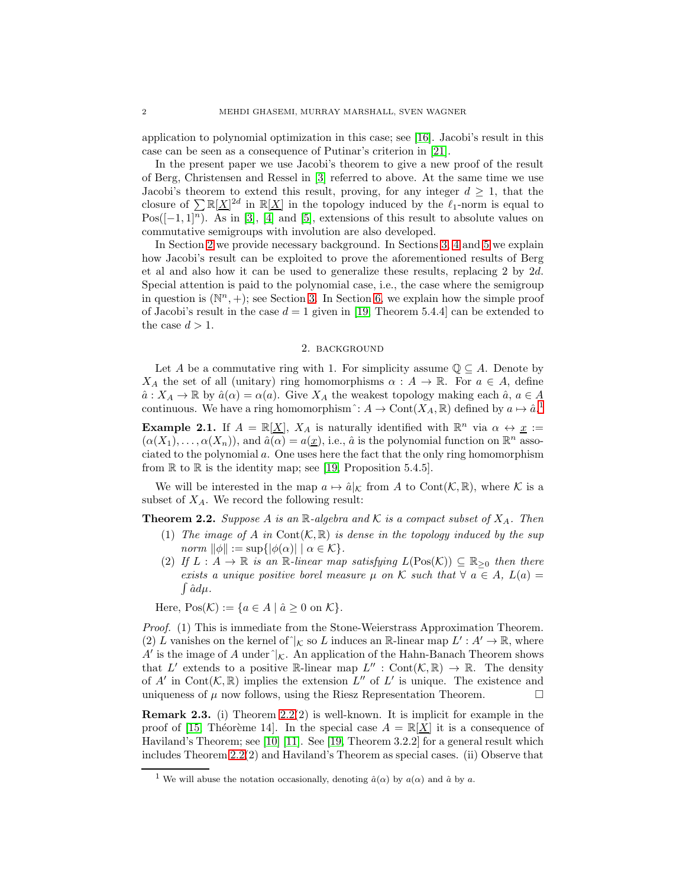application to polynomial optimization in this case; see [16]. Jacobi's result in this case can be seen as a consequence of Putinar's criterion in [21].

In the present paper we use Jacobi's theorem to give a new proof of the result of Berg, Christensen and Ressel in [3] referred to above. At the same time we use Jacobi's theorem to extend this result, proving, for any integer $d \geq 1$, that the closure of $\sum \mathbb{R}[\underline{X}]^{2d}$ in $\mathbb{R}[\underline{X}]$ in the topology induced by the $\ell_1$-norm is equal to $\mathrm{Pos}([-1,1]^n)$. As in [3], [4] and [5], extensions of this result to absolute values on commutative semigroups with involution are also developed.

In Section 2 we provide necessary background. In Sections 3, 4 and 5 we explain how Jacobi's result can be exploited to prove the aforementioned results of Berg et al and also how it can be used to generalize these results, replacing 2 by $2d$. Special attention is paid to the polynomial case, i.e., the case where the semigroup in question is $(\mathbb{N}^n, +)$; see Section 3. In Section 6, we explain how the simple proof of Jacobi's result in the case $d = 1$ given in [19, Theorem 5.4.4] can be extended to the case $d > 1$.

## 2. Background

Let $A$ be a commutative ring with 1. For simplicity assume $\mathbb{Q} \subseteq A$. Denote by $X_A$ the set of all (unitary) ring homomorphisms $\alpha : A \to \mathbb{R}$. For $a \in A$, define $\hat{a} : X_A \to \mathbb{R}$ by $\hat{a}(\alpha) = \alpha(a)$. Give $X_A$ the weakest topology making each $\hat{a}$, $a \in A$ continuous. We have a ring homomorphism $\hat{}: A \to \mathrm{Cont}(X_A, \mathbb{R})$ defined by $a \mapsto \hat{a}$.[1]

**Example 2.1.** If $A = \mathbb{R}[\underline{X}]$, $X_A$ is naturally identified with $\mathbb{R}^n$ via $\alpha \leftrightarrow \underline{x} := (\alpha(X_1), \dots, \alpha(X_n))$, and $\hat{a}(\alpha) = a(\underline{x})$, i.e., $\hat{a}$ is the polynomial function on $\mathbb{R}^n$ associated to the polynomial $a$. One uses here the fact that the only ring homomorphism from $\mathbb{R}$ to $\mathbb{R}$ is the identity map; see [19, Proposition 5.4.5].

We will be interested in the map $a \mapsto \hat{a}|_{\mathcal{K}}$ from $A$ to $\mathrm{Cont}(\mathcal{K}, \mathbb{R})$, where $\mathcal{K}$ is a subset of $X_A$. We record the following result:

**Theorem 2.2.** *Suppose $A$ is an $\mathbb{R}$-algebra and $\mathcal{K}$ is a compact subset of $X_A$. Then*

1. *The image of $A$ in $\mathrm{Cont}(\mathcal{K}, \mathbb{R})$ is dense in the topology induced by the sup norm $\|\phi\| := \sup\{|\phi(\alpha)| \mid \alpha \in \mathcal{K}\}$.*
2. *If $L : A \to \mathbb{R}$ is an $\mathbb{R}$-linear map satisfying $L(\mathrm{Pos}(\mathcal{K})) \subseteq \mathbb{R}_{\geq 0}$ then there exists a unique positive borel measure $\mu$ on $\mathcal{K}$ such that $\forall\ a \in A$, $L(a) = \int \hat{a} d\mu$.*

Here, $\mathrm{Pos}(\mathcal{K}) := \{a \in A \mid \hat{a} \geq 0 \text{ on } \mathcal{K}\}$.

*Proof.* (1) This is immediate from the Stone-Weierstrass Approximation Theorem. (2) $L$ vanishes on the kernel of $\hat{}|_{\mathcal{K}}$ so $L$ induces an $\mathbb{R}$-linear map $L' : A' \to \mathbb{R}$, where $A'$ is the image of $A$ under $\hat{}|_{\mathcal{K}}$. An application of the Hahn-Banach Theorem shows that $L'$ extends to a positive $\mathbb{R}$-linear map $L'' : \mathrm{Cont}(\mathcal{K}, \mathbb{R}) \to \mathbb{R}$. The density of $A'$ in $\mathrm{Cont}(\mathcal{K}, \mathbb{R})$ implies the extension $L''$ of $L'$ is unique. The existence and uniqueness of $\mu$ now follows, using the Riesz Representation Theorem. $\square$

**Remark 2.3.** (i) Theorem 2.2(2) is well-known. It is implicit for example in the proof of [15, Théorème 14]. In the special case $A = \mathbb{R}[\underline{X}]$ it is a consequence of Haviland's Theorem; see [10] [11]. See [19, Theorem 3.2.2] for a general result which includes Theorem 2.2(2) and Haviland's Theorem as special cases. (ii) Observe that

[1] We will abuse the notation occasionally, denoting $\hat{a}(\alpha)$ by $a(\alpha)$ and $\hat{a}$ by $a$.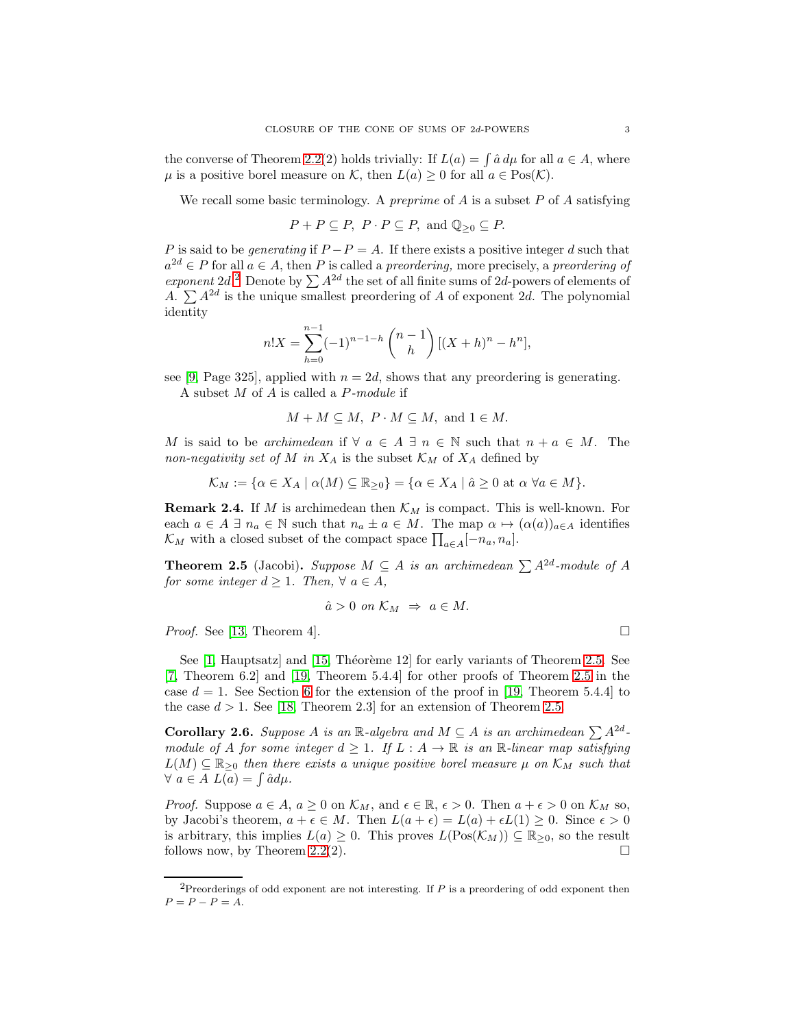the converse of Theorem 2.2(2) holds trivially: If $L(a) = \int \hat{a}\, d\mu$ for all $a \in A$, where $\mu$ is a positive borel measure on $\mathcal{K}$, then $L(a) \geq 0$ for all $a \in \text{Pos}(\mathcal{K})$.

We recall some basic terminology. A *preprime* of $A$ is a subset $P$ of $A$ satisfying

$$P + P \subseteq P, \ P \cdot P \subseteq P, \text{ and } \mathbb{Q}_{\geq 0} \subseteq P.$$

$P$ is said to be *generating* if $P - P = A$. If there exists a positive integer $d$ such that $a^{2d} \in P$ for all $a \in A$, then $P$ is called a *preordering,* more precisely, a *preordering of exponent* $2d$.[2] Denote by $\sum A^{2d}$ the set of all finite sums of $2d$-powers of elements of $A$. $\sum A^{2d}$ is the unique smallest preordering of $A$ of exponent $2d$. The polynomial identity

$$n!X = \sum_{h=0}^{n-1} (-1)^{n-1-h} \binom{n-1}{h} [(X+h)^n - h^n],$$

see [9, Page 325], applied with $n = 2d$, shows that any preordering is generating.

A subset $M$ of $A$ is called a *$P$-module* if

$$M + M \subseteq M, \ P \cdot M \subseteq M, \text{ and } 1 \in M.$$

$M$ is said to be *archimedean* if $\forall\ a \in A\ \exists\ n \in \mathbb{N}$ such that $n + a \in M$. The *non-negativity set of $M$ in $X_A$* is the subset $\mathcal{K}_M$ of $X_A$ defined by

$$\mathcal{K}_M := \{\alpha \in X_A \mid \alpha(M) \subseteq \mathbb{R}_{\geq 0}\} = \{\alpha \in X_A \mid \hat{a} \geq 0 \text{ at } \alpha\ \forall a \in M\}.$$

**Remark 2.4.** If $M$ is archimedean then $\mathcal{K}_M$ is compact. This is well-known. For each $a \in A\ \exists\ n_a \in \mathbb{N}$ such that $n_a \pm a \in M$. The map $\alpha \mapsto (\alpha(a))_{a \in A}$ identifies $\mathcal{K}_M$ with a closed subset of the compact space $\prod_{a \in A} [-n_a, n_a]$.

**Theorem 2.5** (Jacobi)**.** *Suppose $M \subseteq A$ is an archimedean $\sum A^{2d}$-module of $A$ for some integer $d \geq 1$. Then, $\forall\ a \in A$,*

$$\hat{a} > 0 \text{ on } \mathcal{K}_M \ \Rightarrow\ a \in M.$$

*Proof.* See [13, Theorem 4]. □

See [1, Hauptsatz] and [15, Théorème 12] for early variants of Theorem 2.5. See [7, Theorem 6.2] and [19, Theorem 5.4.4] for other proofs of Theorem 2.5 in the case $d = 1$. See Section 6 for the extension of the proof in [19, Theorem 5.4.4] to the case $d > 1$. See [18, Theorem 2.3] for an extension of Theorem 2.5.

**Corollary 2.6.** *Suppose $A$ is an $\mathbb{R}$-algebra and $M \subseteq A$ is an archimedean $\sum A^{2d}$-module of $A$ for some integer $d \geq 1$. If $L : A \to \mathbb{R}$ is an $\mathbb{R}$-linear map satisfying $L(M) \subseteq \mathbb{R}_{\geq 0}$ then there exists a unique positive borel measure $\mu$ on $\mathcal{K}_M$ such that $\forall\ a \in A\ L(a) = \int \hat{a} d\mu$.*

*Proof.* Suppose $a \in A$, $a \geq 0$ on $\mathcal{K}_M$, and $\epsilon \in \mathbb{R}$, $\epsilon > 0$. Then $a + \epsilon > 0$ on $\mathcal{K}_M$ so, by Jacobi's theorem, $a + \epsilon \in M$. Then $L(a + \epsilon) = L(a) + \epsilon L(1) \geq 0$. Since $\epsilon > 0$ is arbitrary, this implies $L(a) \geq 0$. This proves $L(\text{Pos}(\mathcal{K}_M)) \subseteq \mathbb{R}_{\geq 0}$, so the result follows now, by Theorem 2.2(2). □

[2] Preorderings of odd exponent are not interesting. If $P$ is a preordering of odd exponent then $P = P - P = A$.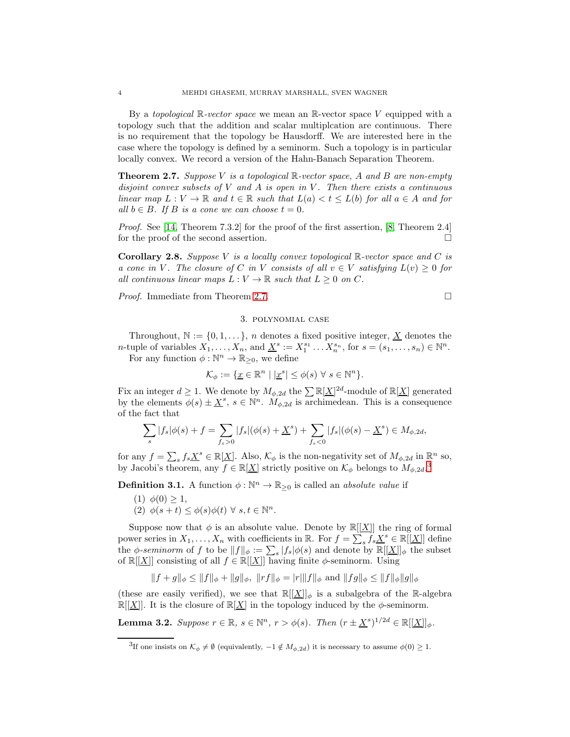By a *topological* $\mathbb{R}$*-vector space* we mean an $\mathbb{R}$-vector space $V$ equipped with a topology such that the addition and scalar multiplcation are continuous. There is no requirement that the topology be Hausdorff. We are interested here in the case where the topology is defined by a seminorm. Such a topology is in particular locally convex. We record a version of the Hahn-Banach Separation Theorem.

**Theorem 2.7.** *Suppose $V$ is a topological $\mathbb{R}$-vector space, $A$ and $B$ are non-empty disjoint convex subsets of $V$ and $A$ is open in $V$. Then there exists a continuous linear map $L : V \to \mathbb{R}$ and $t \in \mathbb{R}$ such that $L(a) < t \leq L(b)$ for all $a \in A$ and for all $b \in B$. If $B$ is a cone we can choose $t = 0$.*

*Proof.* See [14, Theorem 7.3.2] for the proof of the first assertion, [8, Theorem 2.4] for the proof of the second assertion. □

**Corollary 2.8.** *Suppose $V$ is a locally convex topological $\mathbb{R}$-vector space and $C$ is a cone in $V$. The closure of $C$ in $V$ consists of all $v \in V$ satisfying $L(v) \geq 0$ for all continuous linear maps $L : V \to \mathbb{R}$ such that $L \geq 0$ on $C$.*

*Proof.* Immediate from Theorem 2.7. □

## 3. Polynomial case

Throughout, $\mathbb{N} := \{0, 1, \dots\}$, $n$ denotes a fixed positive integer, $\underline{X}$ denotes the $n$-tuple of variables $X_1, \dots, X_n$, and $\underline{X}^s := X_1^{s_1} \dots X_n^{s_n}$, for $s = (s_1, \dots, s_n) \in \mathbb{N}^n$.

For any function $\phi : \mathbb{N}^n \to \mathbb{R}_{\geq 0}$, we define

$$\mathcal{K}_\phi := \{\underline{x} \in \mathbb{R}^n \mid |\underline{x}^s| \leq \phi(s) \ \forall \ s \in \mathbb{N}^n\}.$$

Fix an integer $d \geq 1$. We denote by $M_{\phi,2d}$ the $\sum \mathbb{R}[\underline{X}]^{2d}$-module of $\mathbb{R}[\underline{X}]$ generated by the elements $\phi(s) \pm \underline{X}^s$, $s \in \mathbb{N}^n$. $M_{\phi,2d}$ is archimedean. This is a consequence of the fact that

$$\sum_s |f_s|\phi(s) + f = \sum_{f_s>0} |f_s|(\phi(s) + \underline{X}^s) + \sum_{f_s<0} |f_s|(\phi(s) - \underline{X}^s) \in M_{\phi,2d},$$

for any $f = \sum_s f_s \underline{X}^s \in \mathbb{R}[\underline{X}]$. Also, $\mathcal{K}_\phi$ is the non-negativity set of $M_{\phi,2d}$ in $\mathbb{R}^n$ so, by Jacobi's theorem, any $f \in \mathbb{R}[\underline{X}]$ strictly positive on $\mathcal{K}_\phi$ belongs to $M_{\phi,2d}$.[3]

**Definition 3.1.** A function $\phi : \mathbb{N}^n \to \mathbb{R}_{\geq 0}$ is called an *absolute value* if

1. $\phi(0) \geq 1$,
2. $\phi(s + t) \leq \phi(s)\phi(t) \ \forall \ s, t \in \mathbb{N}^n$.

Suppose now that $\phi$ is an absolute value. Denote by $\mathbb{R}[[\underline{X}]]$ the ring of formal power series in $X_1, \dots, X_n$ with coefficients in $\mathbb{R}$. For $f = \sum_s f_s \underline{X}^s \in \mathbb{R}[[\underline{X}]]$ define the $\phi$*-seminorm* of $f$ to be $\|f\|_\phi := \sum_s |f_s|\phi(s)$ and denote by $\mathbb{R}[[\underline{X}]]_\phi$ the subset of $\mathbb{R}[[\underline{X}]]$ consisting of all $f \in \mathbb{R}[[\underline{X}]]$ having finite $\phi$-seminorm. Using

$$\|f + g\|_\phi \leq \|f\|_\phi + \|g\|_\phi, \ \|rf\|_\phi = |r|\|f\|_\phi \text{ and } \|fg\|_\phi \leq \|f\|_\phi \|g\|_\phi$$

(these are easily verified), we see that $\mathbb{R}[[\underline{X}]]_\phi$ is a subalgebra of the $\mathbb{R}$-algebra $\mathbb{R}[[\underline{X}]]$. It is the closure of $\mathbb{R}[\underline{X}]$ in the topology induced by the $\phi$-seminorm.

**Lemma 3.2.** *Suppose $r \in \mathbb{R}$, $s \in \mathbb{N}^n$, $r > \phi(s)$. Then $(r \pm \underline{X}^s)^{1/2d} \in \mathbb{R}[[\underline{X}]]_\phi$.*

---

[3] If one insists on $\mathcal{K}_\phi \neq \emptyset$ (equivalently, $-1 \notin M_{\phi,2d}$) it is necessary to assume $\phi(0) \geq 1$.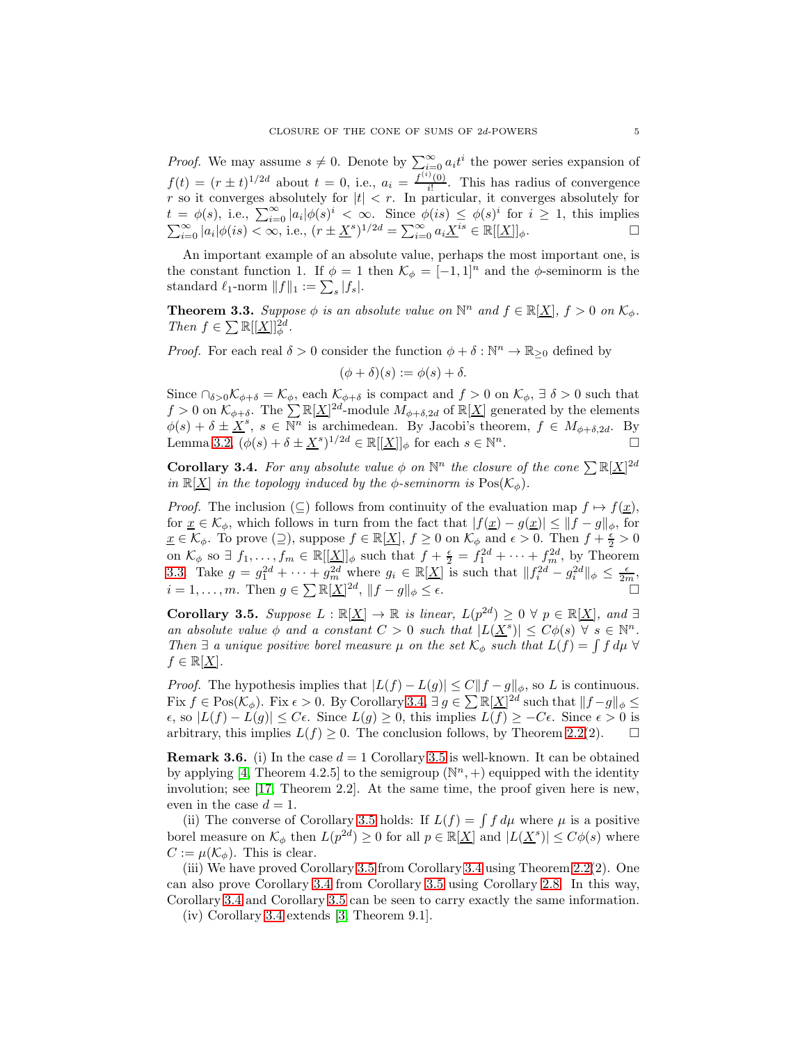*Proof.* We may assume $s \neq 0$. Denote by $\sum_{i=0}^{\infty} a_i t^i$ the power series expansion of $f(t) = (r \pm t)^{1/2d}$ about $t = 0$, i.e., $a_i = \frac{f^{(i)}(0)}{i!}$. This has radius of convergence $r$ so it converges absolutely for $|t| < r$. In particular, it converges absolutely for $t = \phi(s)$, i.e., $\sum_{i=0}^{\infty} |a_i| \phi(s)^i < \infty$. Since $\phi(is) \leq \phi(s)^i$ for $i \geq 1$, this implies $\sum_{i=0}^{\infty} |a_i| \phi(is) < \infty$, i.e., $(r \pm \underline{X}^s)^{1/2d} = \sum_{i=0}^{\infty} a_i \underline{X}^{is} \in \mathbb{R}[[\underline{X}]]_\phi$. □

An important example of an absolute value, perhaps the most important one, is the constant function 1. If $\phi = 1$ then $\mathcal{K}_\phi = [-1, 1]^n$ and the $\phi$-seminorm is the standard $\ell_1$-norm $\|f\|_1 := \sum_s |f_s|$.

**Theorem 3.3.** *Suppose $\phi$ is an absolute value on $\mathbb{N}^n$ and $f \in \mathbb{R}[\underline{X}]$, $f > 0$ on $\mathcal{K}_\phi$. Then $f \in \sum \mathbb{R}[[\underline{X}]]_\phi^{2d}$.*

*Proof.* For each real $\delta > 0$ consider the function $\phi + \delta : \mathbb{N}^n \to \mathbb{R}_{\geq 0}$ defined by

$$(\phi + \delta)(s) := \phi(s) + \delta.$$

Since $\cap_{\delta > 0} \mathcal{K}_{\phi+\delta} = \mathcal{K}_\phi$, each $\mathcal{K}_{\phi+\delta}$ is compact and $f > 0$ on $\mathcal{K}_\phi$, $\exists$ $\delta > 0$ such that $f > 0$ on $\mathcal{K}_{\phi+\delta}$. The $\sum \mathbb{R}[\underline{X}]^{2d}$-module $M_{\phi+\delta,2d}$ of $\mathbb{R}[\underline{X}]$ generated by the elements $\phi(s) + \delta \pm \underline{X}^s$, $s \in \mathbb{N}^n$ is archimedean. By Jacobi's theorem, $f \in M_{\phi+\delta,2d}$. By Lemma 3.2, $(\phi(s) + \delta \pm \underline{X}^s)^{1/2d} \in \mathbb{R}[[\underline{X}]]_\phi$ for each $s \in \mathbb{N}^n$. □

**Corollary 3.4.** *For any absolute value $\phi$ on $\mathbb{N}^n$ the closure of the cone $\sum \mathbb{R}[\underline{X}]^{2d}$ in $\mathbb{R}[\underline{X}]$ in the topology induced by the $\phi$-seminorm is $\text{Pos}(\mathcal{K}_\phi)$.*

*Proof.* The inclusion ($\subseteq$) follows from continuity of the evaluation map $f \mapsto f(\underline{x})$, for $\underline{x} \in \mathcal{K}_\phi$, which follows in turn from the fact that $|f(\underline{x}) - g(\underline{x})| \leq \|f - g\|_\phi$, for $\underline{x} \in \mathcal{K}_\phi$. To prove ($\supseteq$), suppose $f \in \mathbb{R}[\underline{X}]$, $f \geq 0$ on $\mathcal{K}_\phi$ and $\epsilon > 0$. Then $f + \frac{\epsilon}{2} > 0$ on $\mathcal{K}_\phi$ so $\exists$ $f_1, \ldots, f_m \in \mathbb{R}[[\underline{X}]]_\phi$ such that $f + \frac{\epsilon}{2} = f_1^{2d} + \cdots + f_m^{2d}$, by Theorem 3.3. Take $g = g_1^{2d} + \cdots + g_m^{2d}$ where $g_i \in \mathbb{R}[\underline{X}]$ is such that $\|f_i^{2d} - g_i^{2d}\|_\phi \leq \frac{\epsilon}{2m}$, $i = 1, \ldots, m$. Then $g \in \sum \mathbb{R}[\underline{X}]^{2d}$, $\|f - g\|_\phi \leq \epsilon$. □

**Corollary 3.5.** *Suppose $L : \mathbb{R}[\underline{X}] \to \mathbb{R}$ is linear, $L(p^{2d}) \geq 0$ $\forall$ $p \in \mathbb{R}[\underline{X}]$, and $\exists$ an absolute value $\phi$ and a constant $C > 0$ such that $|L(\underline{X}^s)| \leq C\phi(s)$ $\forall$ $s \in \mathbb{N}^n$. Then $\exists$ a unique positive borel measure $\mu$ on the set $\mathcal{K}_\phi$ such that $L(f) = \int f \, d\mu$ $\forall$ $f \in \mathbb{R}[\underline{X}]$.*

*Proof.* The hypothesis implies that $|L(f) - L(g)| \leq C\|f - g\|_\phi$, so $L$ is continuous. Fix $f \in \text{Pos}(\mathcal{K}_\phi)$. Fix $\epsilon > 0$. By Corollary 3.4, $\exists$ $g \in \sum \mathbb{R}[\underline{X}]^{2d}$ such that $\|f - g\|_\phi \leq \epsilon$, so $|L(f) - L(g)| \leq C\epsilon$. Since $L(g) \geq 0$, this implies $L(f) \geq -C\epsilon$. Since $\epsilon > 0$ is arbitrary, this implies $L(f) \geq 0$. The conclusion follows, by Theorem 2.2(2). □

**Remark 3.6.** (i) In the case $d = 1$ Corollary 3.5 is well-known. It can be obtained by applying [4, Theorem 4.2.5] to the semigroup $(\mathbb{N}^n, +)$ equipped with the identity involution; see [17, Theorem 2.2]. At the same time, the proof given here is new, even in the case $d = 1$.

(ii) The converse of Corollary 3.5 holds: If $L(f) = \int f \, d\mu$ where $\mu$ is a positive borel measure on $\mathcal{K}_\phi$ then $L(p^{2d}) \geq 0$ for all $p \in \mathbb{R}[\underline{X}]$ and $|L(\underline{X}^s)| \leq C\phi(s)$ where $C := \mu(\mathcal{K}_\phi)$. This is clear.

(iii) We have proved Corollary 3.5 from Corollary 3.4 using Theorem 2.2(2). One can also prove Corollary 3.4 from Corollary 3.5 using Corollary 2.8. In this way, Corollary 3.4 and Corollary 3.5 can be seen to carry exactly the same information.

(iv) Corollary 3.4 extends [3, Theorem 9.1].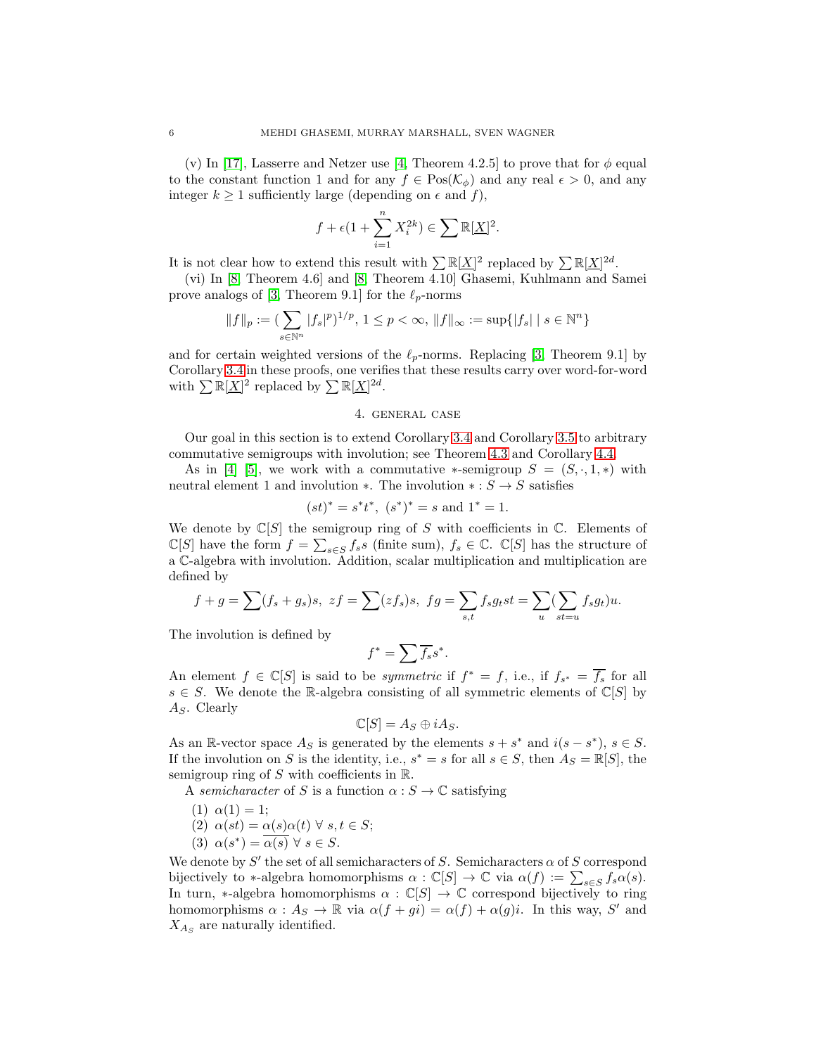(v) In [17], Lasserre and Netzer use [4, Theorem 4.2.5] to prove that for $\phi$ equal to the constant function 1 and for any $f \in \text{Pos}(\mathcal{K}_\phi)$ and any real $\epsilon > 0$, and any integer $k \geq 1$ sufficiently large (depending on $\epsilon$ and $f$),

$$f + \epsilon(1 + \sum_{i=1}^{n} X_i^{2k}) \in \sum \mathbb{R}[\underline{X}]^2.$$

It is not clear how to extend this result with $\sum \mathbb{R}[\underline{X}]^2$ replaced by $\sum \mathbb{R}[\underline{X}]^{2d}$.

(vi) In [8, Theorem 4.6] and [8, Theorem 4.10] Ghasemi, Kuhlmann and Samei prove analogs of [3, Theorem 9.1] for the $\ell_p$-norms

$$\|f\|_p := (\sum_{s \in \mathbb{N}^n} |f_s|^p)^{1/p},\ 1 \leq p < \infty,\ \|f\|_\infty := \sup\{|f_s| \mid s \in \mathbb{N}^n\}$$

and for certain weighted versions of the $\ell_p$-norms. Replacing [3, Theorem 9.1] by Corollary 3.4 in these proofs, one verifies that these results carry over word-for-word with $\sum \mathbb{R}[\underline{X}]^2$ replaced by $\sum \mathbb{R}[\underline{X}]^{2d}$.

## 4. general case

Our goal in this section is to extend Corollary 3.4 and Corollary 3.5 to arbitrary commutative semigroups with involution; see Theorem 4.3 and Corollary 4.4.

As in [4] [5], we work with a commutative $*$-semigroup $S = (S, \cdot, 1, *)$ with neutral element 1 and involution $*$. The involution $* : S \to S$ satisfies

$$(st)^* = s^*t^*,\ (s^*)^* = s \text{ and } 1^* = 1.$$

We denote by $\mathbb{C}[S]$ the semigroup ring of $S$ with coefficients in $\mathbb{C}$. Elements of $\mathbb{C}[S]$ have the form $f = \sum_{s \in S} f_s s$ (finite sum), $f_s \in \mathbb{C}$. $\mathbb{C}[S]$ has the structure of a $\mathbb{C}$-algebra with involution. Addition, scalar multiplication and multiplication are defined by

$$f + g = \sum (f_s + g_s)s,\ zf = \sum (zf_s)s,\ fg = \sum_{s,t} f_s g_t st = \sum_u (\sum_{st=u} f_s g_t)u.$$

The involution is defined by

$$f^* = \sum \overline{f_s} s^*.$$

An element $f \in \mathbb{C}[S]$ is said to be *symmetric* if $f^* = f$, i.e., if $f_{s^*} = \overline{f_s}$ for all $s \in S$. We denote the $\mathbb{R}$-algebra consisting of all symmetric elements of $\mathbb{C}[S]$ by $A_S$. Clearly

$$\mathbb{C}[S] = A_S \oplus iA_S.$$

As an $\mathbb{R}$-vector space $A_S$ is generated by the elements $s + s^*$ and $i(s - s^*)$, $s \in S$. If the involution on $S$ is the identity, i.e., $s^* = s$ for all $s \in S$, then $A_S = \mathbb{R}[S]$, the semigroup ring of $S$ with coefficients in $\mathbb{R}$.

A *semicharacter* of $S$ is a function $\alpha : S \to \mathbb{C}$ satisfying

1. $\alpha(1) = 1$;
2. $\alpha(st) = \alpha(s)\alpha(t)\ \forall\ s, t \in S$;
3. $\alpha(s^*) = \overline{\alpha(s)}\ \forall\ s \in S$.

We denote by $S'$ the set of all semicharacters of $S$. Semicharacters $\alpha$ of $S$ correspond bijectively to $*$-algebra homomorphisms $\alpha : \mathbb{C}[S] \to \mathbb{C}$ via $\alpha(f) := \sum_{s \in S} f_s \alpha(s)$. In turn, $*$-algebra homomorphisms $\alpha : \mathbb{C}[S] \to \mathbb{C}$ correspond bijectively to ring homomorphisms $\alpha : A_S \to \mathbb{R}$ via $\alpha(f + gi) = \alpha(f) + \alpha(g)i$. In this way, $S'$ and $X_{A_S}$ are naturally identified.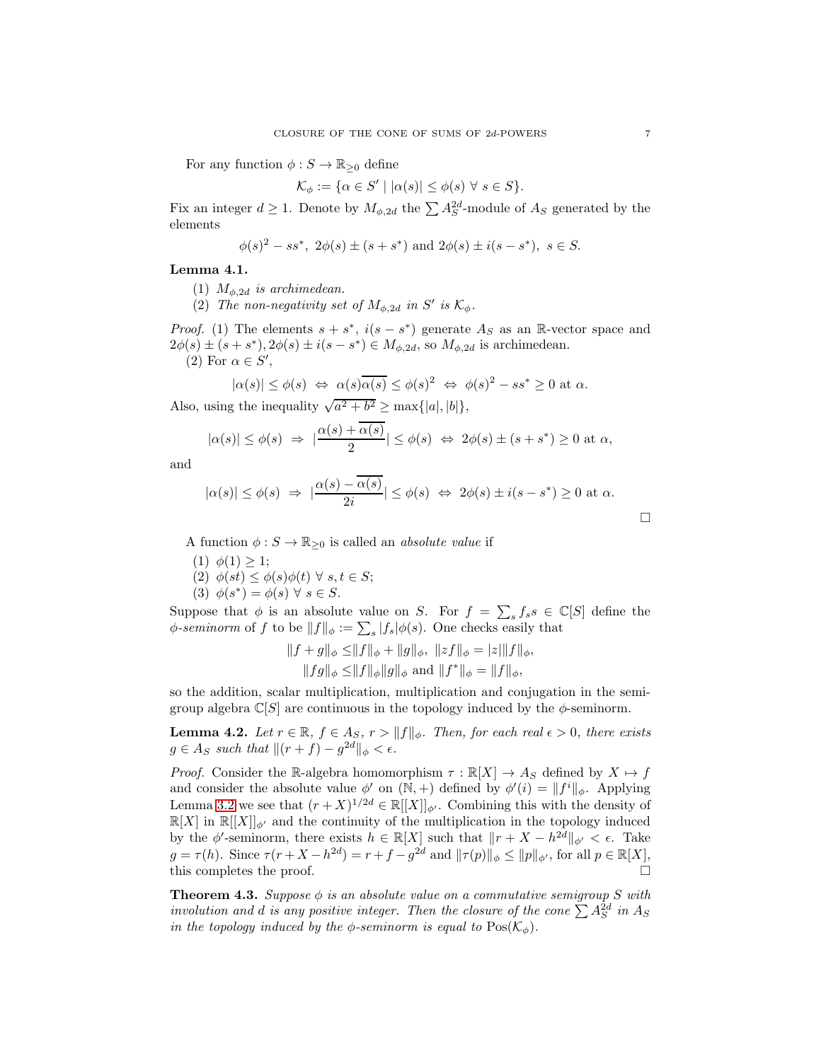For any function $\phi : S \to \mathbb{R}_{\geq 0}$ define

$$\mathcal{K}_\phi := \{\alpha \in S' \mid |\alpha(s)| \leq \phi(s) \ \forall \ s \in S\}.$$

Fix an integer $d \geq 1$. Denote by $M_{\phi,2d}$ the $\sum A_S^{2d}$-module of $A_S$ generated by the elements

$$\phi(s)^2 - ss^*, \ 2\phi(s) \pm (s + s^*) \text{ and } 2\phi(s) \pm i(s - s^*), \ s \in S.$$

**Lemma 4.1.**

(1) *$M_{\phi,2d}$ is archimedean.*

(2) *The non-negativity set of $M_{\phi,2d}$ in $S'$ is $\mathcal{K}_\phi$.*

*Proof.* (1) The elements $s + s^*$, $i(s - s^*)$ generate $A_S$ as an $\mathbb{R}$-vector space and $2\phi(s) \pm (s + s^*), 2\phi(s) \pm i(s - s^*) \in M_{\phi,2d}$, so $M_{\phi,2d}$ is archimedean.

(2) For $\alpha \in S'$,

$$|\alpha(s)| \leq \phi(s) \ \Leftrightarrow \ \alpha(s)\overline{\alpha(s)} \leq \phi(s)^2 \ \Leftrightarrow \ \phi(s)^2 - ss^* \geq 0 \text{ at } \alpha.$$

Also, using the inequality $\sqrt{a^2 + b^2} \geq \max\{|a|, |b|\}$,

$$|\alpha(s)| \leq \phi(s) \ \Rightarrow \ |\frac{\alpha(s) + \overline{\alpha(s)}}{2}| \leq \phi(s) \ \Leftrightarrow \ 2\phi(s) \pm (s + s^*) \geq 0 \text{ at } \alpha,$$

and

$$|\alpha(s)| \leq \phi(s) \ \Rightarrow \ |\frac{\alpha(s) - \overline{\alpha(s)}}{2i}| \leq \phi(s) \ \Leftrightarrow \ 2\phi(s) \pm i(s - s^*) \geq 0 \text{ at } \alpha.$$

□

A function $\phi : S \to \mathbb{R}_{\geq 0}$ is called an *absolute value* if

(1) $\phi(1) \geq 1$;

(2) $\phi(st) \leq \phi(s)\phi(t) \ \forall \ s, t \in S$;

(3) $\phi(s^*) = \phi(s) \ \forall \ s \in S$.

Suppose that $\phi$ is an absolute value on $S$. For $f = \sum_s f_s s \in \mathbb{C}[S]$ define the *$\phi$-seminorm* of $f$ to be $\|f\|_\phi := \sum_s |f_s|\phi(s)$. One checks easily that

$$\|f + g\|_\phi \leq \|f\|_\phi + \|g\|_\phi, \ \|zf\|_\phi = |z|\|f\|_\phi,$$
$$\|fg\|_\phi \leq \|f\|_\phi\|g\|_\phi \text{ and } \|f^*\|_\phi = \|f\|_\phi,$$

so the addition, scalar multiplication, multiplication and conjugation in the semigroup algebra $\mathbb{C}[S]$ are continuous in the topology induced by the $\phi$-seminorm.

**Lemma 4.2.** *Let $r \in \mathbb{R}$, $f \in A_S$, $r > \|f\|_\phi$. Then, for each real $\epsilon > 0$, there exists $g \in A_S$ such that $\|(r + f) - g^{2d}\|_\phi < \epsilon$.*

*Proof.* Consider the $\mathbb{R}$-algebra homomorphism $\tau : \mathbb{R}[X] \to A_S$ defined by $X \mapsto f$ and consider the absolute value $\phi'$ on $(\mathbb{N}, +)$ defined by $\phi'(i) = \|f^i\|_\phi$. Applying Lemma 3.2 we see that $(r + X)^{1/2d} \in \mathbb{R}[[X]]_{\phi'}$. Combining this with the density of $\mathbb{R}[X]$ in $\mathbb{R}[[X]]_{\phi'}$ and the continuity of the multiplication in the topology induced by the $\phi'$-seminorm, there exists $h \in \mathbb{R}[X]$ such that $\|r + X - h^{2d}\|_{\phi'} < \epsilon$. Take $g = \tau(h)$. Since $\tau(r + X - h^{2d}) = r + f - g^{2d}$ and $\|\tau(p)\|_\phi \leq \|p\|_{\phi'}$, for all $p \in \mathbb{R}[X]$, this completes the proof. □

**Theorem 4.3.** *Suppose $\phi$ is an absolute value on a commutative semigroup $S$ with involution and $d$ is any positive integer. Then the closure of the cone $\sum A_S^{2d}$ in $A_S$ in the topology induced by the $\phi$-seminorm is equal to $\operatorname{Pos}(\mathcal{K}_\phi)$.*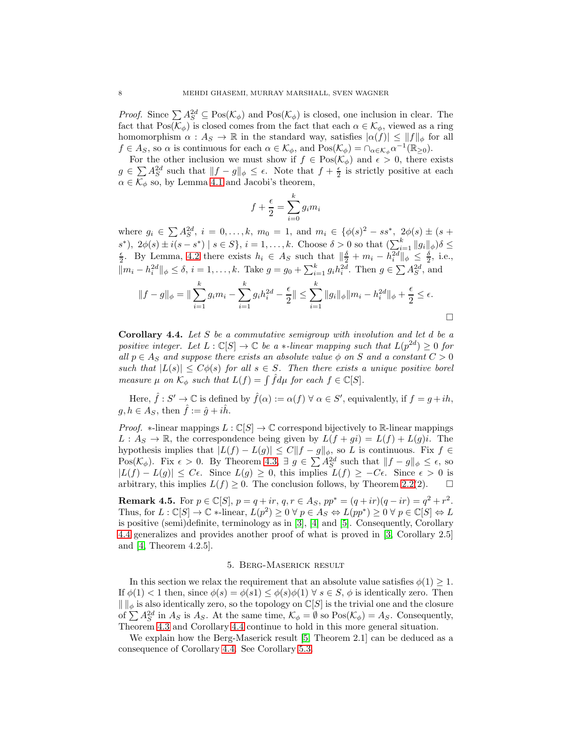*Proof.* Since $\sum A_S^{2d} \subseteq \text{Pos}(\mathcal{K}_\phi)$ and $\text{Pos}(\mathcal{K}_\phi)$ is closed, one inclusion in clear. The fact that $\text{Pos}(\mathcal{K}_\phi)$ is closed comes from the fact that each $\alpha \in \mathcal{K}_\phi$, viewed as a ring homomorphism $\alpha : A_S \to \mathbb{R}$ in the standard way, satisfies $|\alpha(f)| \leq \|f\|_\phi$ for all $f \in A_S$, so $\alpha$ is continuous for each $\alpha \in \mathcal{K}_\phi$, and $\text{Pos}(\mathcal{K}_\phi) = \cap_{\alpha \in \mathcal{K}_\phi} \alpha^{-1}(\mathbb{R}_{\geq 0})$.

For the other inclusion we must show if $f \in \text{Pos}(\mathcal{K}_\phi)$ and $\epsilon > 0$, there exists $g \in \sum A_S^{2d}$ such that $\|f - g\|_\phi \leq \epsilon$. Note that $f + \frac{\epsilon}{2}$ is strictly positive at each $\alpha \in \mathcal{K}_\phi$ so, by Lemma 4.1 and Jacobi's theorem,

$$f + \frac{\epsilon}{2} = \sum_{i=0}^{k} g_i m_i$$

where $g_i \in \sum A_S^{2d}$, $i = 0, \ldots, k$, $m_0 = 1$, and $m_i \in \{\phi(s)^2 - ss^*,\ 2\phi(s) \pm (s + s^*),\ 2\phi(s) \pm i(s - s^*) \mid s \in S\}$, $i = 1, \ldots, k$. Choose $\delta > 0$ so that $(\sum_{i=1}^{k} \|g_i\|_\phi)\delta \leq \frac{\epsilon}{2}$. By Lemma, 4.2 there exists $h_i \in A_S$ such that $\|\frac{\delta}{2} + m_i - h_i^{2d}\|_\phi \leq \frac{\delta}{2}$, i.e., $\|m_i - h_i^{2d}\|_\phi \leq \delta$, $i = 1, \ldots, k$. Take $g = g_0 + \sum_{i=1}^{k} g_i h_i^{2d}$. Then $g \in \sum A_S^{2d}$, and

$$\|f - g\|_\phi = \|\sum_{i=1}^{k} g_i m_i - \sum_{i=1}^{k} g_i h_i^{2d} - \frac{\epsilon}{2}\| \leq \sum_{i=1}^{k} \|g_i\|_\phi \|m_i - h_i^{2d}\|_\phi + \frac{\epsilon}{2} \leq \epsilon.$$

□

**Corollary 4.4.** *Let $S$ be a commutative semigroup with involution and let $d$ be a positive integer. Let $L : \mathbb{C}[S] \to \mathbb{C}$ be a $*$-linear mapping such that $L(p^{2d}) \geq 0$ for all $p \in A_S$ and suppose there exists an absolute value $\phi$ on $S$ and a constant $C > 0$ such that $|L(s)| \leq C\phi(s)$ for all $s \in S$. Then there exists a unique positive borel measure $\mu$ on $\mathcal{K}_\phi$ such that $L(f) = \int \hat{f} d\mu$ for each $f \in \mathbb{C}[S]$.*

Here, $\hat{f} : S' \to \mathbb{C}$ is defined by $\hat{f}(\alpha) := \alpha(f)\ \forall\ \alpha \in S'$, equivalently, if $f = g + ih$, $g, h \in A_S$, then $\hat{f} := \hat{g} + i\hat{h}$.

*Proof.* $*$-linear mappings $L : \mathbb{C}[S] \to \mathbb{C}$ correspond bijectively to $\mathbb{R}$-linear mappings $L : A_S \to \mathbb{R}$, the correspondence being given by $L(f + gi) = L(f) + L(g)i$. The hypothesis implies that $|L(f) - L(g)| \leq C\|f - g\|_\phi$, so $L$ is continuous. Fix $f \in \text{Pos}(\mathcal{K}_\phi)$. Fix $\epsilon > 0$. By Theorem 4.3, $\exists\ g \in \sum A_S^{2d}$ such that $\|f - g\|_\phi \leq \epsilon$, so $|L(f) - L(g)| \leq C\epsilon$. Since $L(g) \geq 0$, this implies $L(f) \geq -C\epsilon$. Since $\epsilon > 0$ is arbitrary, this implies $L(f) \geq 0$. The conclusion follows, by Theorem 2.2(2). □

**Remark 4.5.** For $p \in \mathbb{C}[S]$, $p = q + ir$, $q, r \in A_S$, $pp^* = (q + ir)(q - ir) = q^2 + r^2$. Thus, for $L : \mathbb{C}[S] \to \mathbb{C}$ $*$-linear, $L(p^2) \geq 0\ \forall\ p \in A_S \Leftrightarrow L(pp^*) \geq 0\ \forall\ p \in \mathbb{C}[S] \Leftrightarrow L$ is positive (semi)definite, terminology as in [3], [4] and [5]. Consequently, Corollary 4.4 generalizes and provides another proof of what is proved in [3, Corollary 2.5] and [4, Theorem 4.2.5].

## 5. Berg-Maserick result

In this section we relax the requirement that an absolute value satisfies $\phi(1) \geq 1$. If $\phi(1) < 1$ then, since $\phi(s) = \phi(s1) \leq \phi(s)\phi(1)\ \forall\ s \in S$, $\phi$ is identically zero. Then $\|\ \|_\phi$ is also identically zero, so the topology on $\mathbb{C}[S]$ is the trivial one and the closure of $\sum A_S^{2d}$ in $A_S$ is $A_S$. At the same time, $\mathcal{K}_\phi = \emptyset$ so $\text{Pos}(\mathcal{K}_\phi) = A_S$. Consequently, Theorem 4.3 and Corollary 4.4 continue to hold in this more general situation.

We explain how the Berg-Maserick result [5, Theorem 2.1] can be deduced as a consequence of Corollary 4.4. See Corollary 5.3.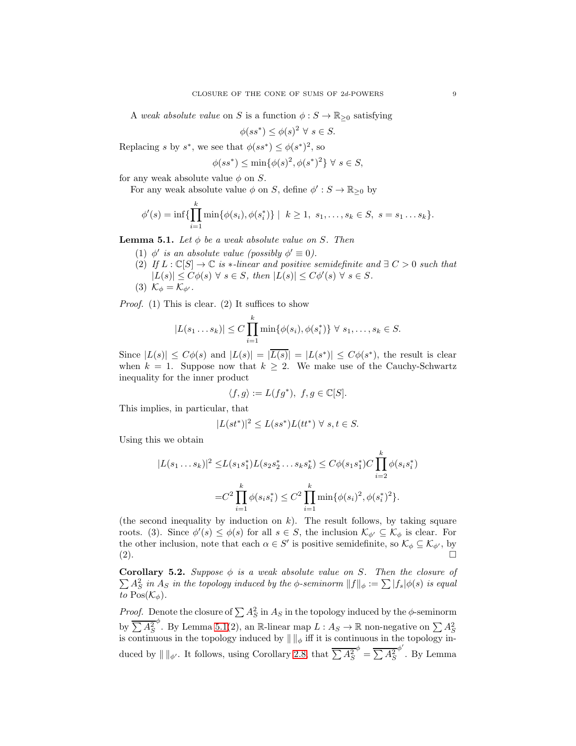A *weak absolute value* on $S$ is a function $\phi : S \to \mathbb{R}_{\geq 0}$ satisfying

$$\phi(ss^*) \leq \phi(s)^2 \ \forall \ s \in S.$$

Replacing $s$ by $s^*$, we see that $\phi(ss^*) \leq \phi(s^*)^2$, so

$$\phi(ss^*) \leq \min\{\phi(s)^2, \phi(s^*)^2\} \ \forall \ s \in S,$$

for any weak absolute value $\phi$ on $S$.

For any weak absolute value $\phi$ on $S$, define $\phi' : S \to \mathbb{R}_{\geq 0}$ by

$$\phi'(s) = \inf\{\prod_{i=1}^{k} \min\{\phi(s_i), \phi(s_i^*)\} \mid \ k \geq 1, \ s_1, \dots, s_k \in S, \ s = s_1 \dots s_k\}.$$

**Lemma 5.1.** *Let $\phi$ be a weak absolute value on $S$. Then*

1. *$\phi'$ is an absolute value (possibly $\phi' \equiv 0$).*
2. *If $L : \mathbb{C}[S] \to \mathbb{C}$ is $*$-linear and positive semidefinite and $\exists \ C > 0$ such that $|L(s)| \leq C\phi(s) \ \forall \ s \in S$, then $|L(s)| \leq C\phi'(s) \ \forall \ s \in S$.*
3. *$\mathcal{K}_\phi = \mathcal{K}_{\phi'}$.*

*Proof.* (1) This is clear. (2) It suffices to show

$$|L(s_1 \dots s_k)| \leq C \prod_{i=1}^{k} \min\{\phi(s_i), \phi(s_i^*)\} \ \forall \ s_1, \dots, s_k \in S.$$

Since $|L(s)| \leq C\phi(s)$ and $|L(s)| = |\overline{L(s)}| = |L(s^*)| \leq C\phi(s^*)$, the result is clear when $k = 1$. Suppose now that $k \geq 2$. We make use of the Cauchy-Schwartz inequality for the inner product

$$\langle f, g \rangle := L(fg^*), \ f, g \in \mathbb{C}[S].$$

This implies, in particular, that

$$|L(st^*)|^2 \leq L(ss^*)L(tt^*) \ \forall \ s, t \in S.$$

Using this we obtain

$$\begin{aligned}
|L(s_1 \dots s_k)|^2 \leq & L(s_1 s_1^*) L(s_2 s_2^* \dots s_k s_k^*) \leq C\phi(s_1 s_1^*) C \prod_{i=2}^{k} \phi(s_i s_i^*) \\
= & C^2 \prod_{i=1}^{k} \phi(s_i s_i^*) \leq C^2 \prod_{i=1}^{k} \min\{\phi(s_i)^2, \phi(s_i^*)^2\}.
\end{aligned}$$

(the second inequality by induction on $k$). The result follows, by taking square roots. (3). Since $\phi'(s) \leq \phi(s)$ for all $s \in S$, the inclusion $\mathcal{K}_{\phi'} \subseteq \mathcal{K}_\phi$ is clear. For the other inclusion, note that each $\alpha \in S'$ is positive semidefinite, so $\mathcal{K}_\phi \subseteq \mathcal{K}_{\phi'}$, by (2). $\square$

**Corollary 5.2.** *Suppose $\phi$ is a weak absolute value on $S$. Then the closure of $\sum A_S^2$ in $A_S$ in the topology induced by the $\phi$-seminorm $\|f\|_\phi := \sum |f_s|\phi(s)$ is equal to $\operatorname{Pos}(\mathcal{K}_\phi)$.*

*Proof.* Denote the closure of $\sum A_S^2$ in $A_S$ in the topology induced by the $\phi$-seminorm by $\overline{\sum A_S^2}^{\phi}$. By Lemma 5.1(2), an $\mathbb{R}$-linear map $L : A_S \to \mathbb{R}$ non-negative on $\sum A_S^2$ is continuous in the topology induced by $\| \ \|_\phi$ iff it is continuous in the topology induced by $\| \ \|_{\phi'}$. It follows, using Corollary 2.8, that $\overline{\sum A_S^2}^{\phi} = \overline{\sum A_S^2}^{\phi'}$. By Lemma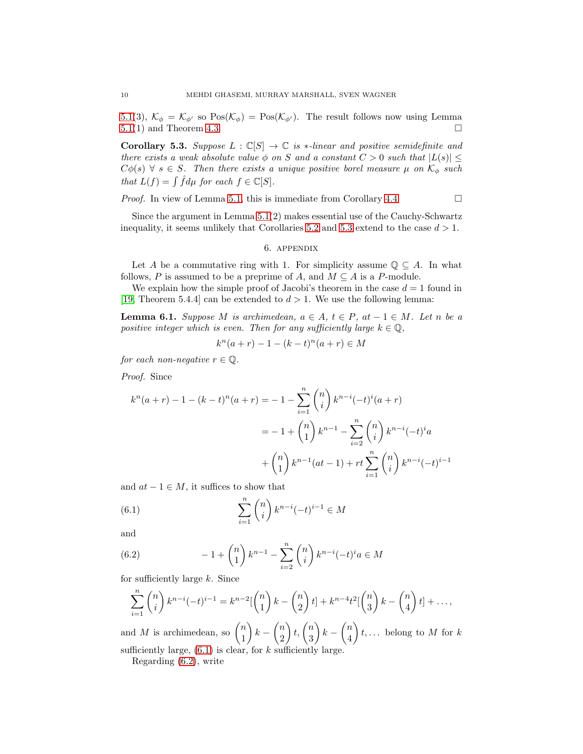5.1(3), $\mathcal{K}_\phi = \mathcal{K}_{\phi'}$ so $\text{Pos}(\mathcal{K}_\phi) = \text{Pos}(\mathcal{K}_{\phi'})$. The result follows now using Lemma 5.1(1) and Theorem 4.3. □

**Corollary 5.3.** *Suppose $L : \mathbb{C}[S] \to \mathbb{C}$ is $*$-linear and positive semidefinite and there exists a weak absolute value $\phi$ on $S$ and a constant $C > 0$ such that $|L(s)| \leq C\phi(s)$ $\forall$ $s \in S$. Then there exists a unique positive borel measure $\mu$ on $\mathcal{K}_\phi$ such that $L(f) = \int \hat{f} d\mu$ for each $f \in \mathbb{C}[S]$.*

*Proof.* In view of Lemma 5.1, this is immediate from Corollary 4.4. □

Since the argument in Lemma 5.1(2) makes essential use of the Cauchy-Schwartz inequality, it seems unlikely that Corollaries 5.2 and 5.3 extend to the case $d > 1$.

## 6. Appendix

Let $A$ be a commutative ring with 1. For simplicity assume $\mathbb{Q} \subseteq A$. In what follows, $P$ is assumed to be a preprime of $A$, and $M \subseteq A$ is a $P$-module.

We explain how the simple proof of Jacobi's theorem in the case $d = 1$ found in [19, Theorem 5.4.4] can be extended to $d > 1$. We use the following lemma:

**Lemma 6.1.** *Suppose $M$ is archimedean, $a \in A$, $t \in P$, $at - 1 \in M$. Let $n$ be a positive integer which is even. Then for any sufficiently large $k \in \mathbb{Q}$,*

$$k^n(a + r) - 1 - (k - t)^n(a + r) \in M$$

*for each non-negative $r \in \mathbb{Q}$.*

*Proof.* Since

$$\begin{aligned}
k^n(a + r) - 1 - (k - t)^n(a + r) &= -1 - \sum_{i=1}^{n} \binom{n}{i} k^{n-i}(-t)^i(a + r) \\
&= -1 + \binom{n}{1} k^{n-1} - \sum_{i=2}^{n} \binom{n}{i} k^{n-i}(-t)^i a \\
&\quad + \binom{n}{1} k^{n-1}(at - 1) + rt \sum_{i=1}^{n} \binom{n}{i} k^{n-i}(-t)^{i-1}
\end{aligned}$$

and $at - 1 \in M$, it suffices to show that

$$\sum_{i=1}^{n} \binom{n}{i} k^{n-i}(-t)^{i-1} \in M \tag{6.1}$$

and

$$-1 + \binom{n}{1} k^{n-1} - \sum_{i=2}^{n} \binom{n}{i} k^{n-i}(-t)^i a \in M \tag{6.2}$$

for sufficiently large $k$. Since

$$\sum_{i=1}^{n} \binom{n}{i} k^{n-i}(-t)^{i-1} = k^{n-2}[\binom{n}{1} k - \binom{n}{2} t] + k^{n-4}t^2[\binom{n}{3} k - \binom{n}{4} t] + \ldots,$$

and $M$ is archimedean, so $\binom{n}{1} k - \binom{n}{2} t$, $\binom{n}{3} k - \binom{n}{4} t, \ldots$ belong to $M$ for $k$ sufficiently large, (6.1) is clear, for $k$ sufficiently large.

Regarding (6.2), write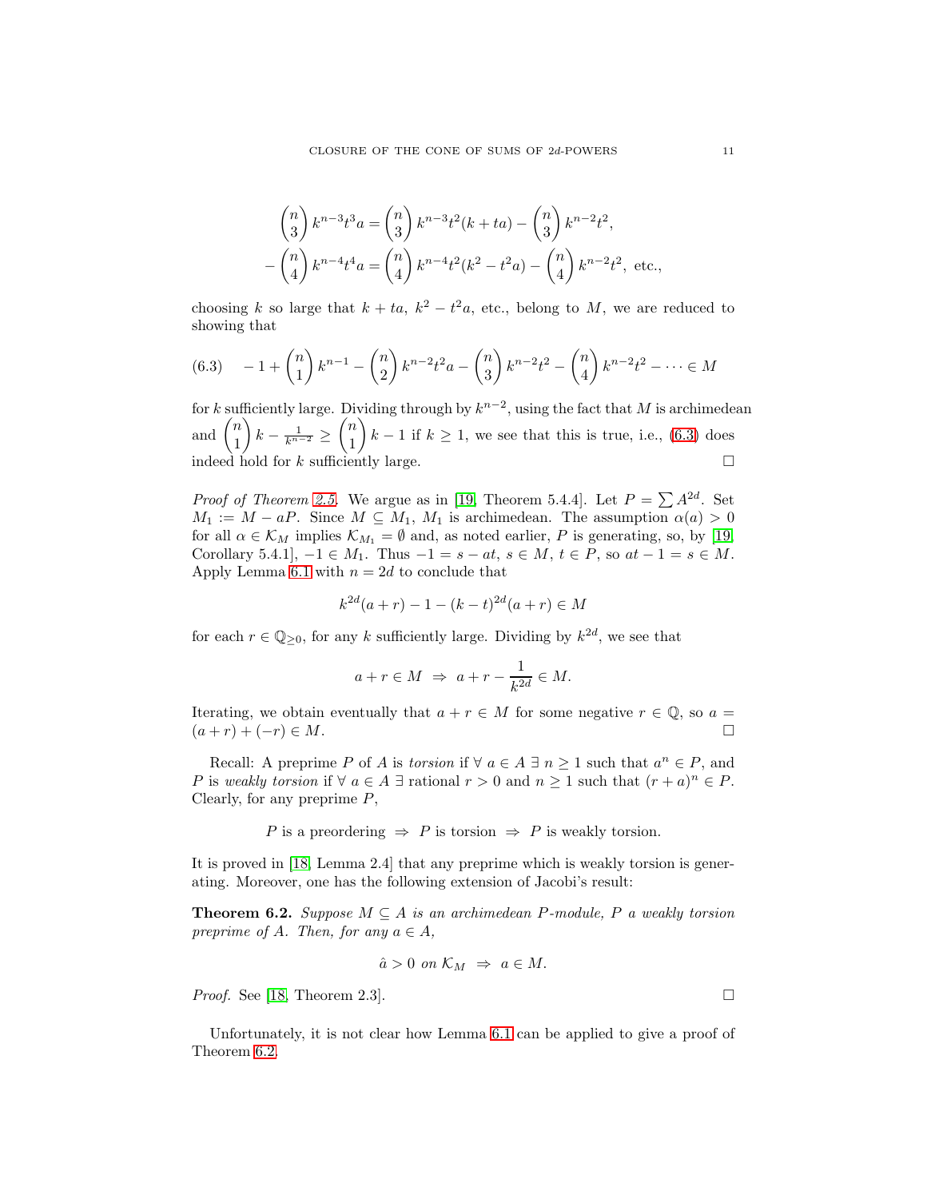$$\binom{n}{3}k^{n-3}t^3a = \binom{n}{3}k^{n-3}t^2(k+ta) - \binom{n}{3}k^{n-2}t^2,$$
$$-\binom{n}{4}k^{n-4}t^4a = \binom{n}{4}k^{n-4}t^2(k^2-t^2a) - \binom{n}{4}k^{n-2}t^2, \text{ etc.,}$$

choosing $k$ so large that $k+ta$, $k^2-t^2a$, etc., belong to $M$, we are reduced to showing that

$$(6.3)\quad -1+\binom{n}{1}k^{n-1} - \binom{n}{2}k^{n-2}t^2a - \binom{n}{3}k^{n-2}t^2 - \binom{n}{4}k^{n-2}t^2 - \cdots \in M$$

for $k$ sufficiently large. Dividing through by $k^{n-2}$, using the fact that $M$ is archimedean and $\binom{n}{1}k - \frac{1}{k^{n-2}} \geq \binom{n}{1}k - 1$ if $k \geq 1$, we see that this is true, i.e., (6.3) does indeed hold for $k$ sufficiently large. □

*Proof of Theorem 2.5.* We argue as in [19, Theorem 5.4.4]. Let $P = \sum A^{2d}$. Set $M_1 := M - aP$. Since $M \subseteq M_1$, $M_1$ is archimedean. The assumption $\alpha(a) > 0$ for all $\alpha \in \mathcal{K}_M$ implies $\mathcal{K}_{M_1} = \emptyset$ and, as noted earlier, $P$ is generating, so, by [19, Corollary 5.4.1], $-1 \in M_1$. Thus $-1 = s - at$, $s \in M$, $t \in P$, so $at - 1 = s \in M$. Apply Lemma 6.1 with $n = 2d$ to conclude that

$$k^{2d}(a+r) - 1 - (k-t)^{2d}(a+r) \in M$$

for each $r \in \mathbb{Q}_{\geq 0}$, for any $k$ sufficiently large. Dividing by $k^{2d}$, we see that

$$a + r \in M \ \Rightarrow \ a + r - \frac{1}{k^{2d}} \in M.$$

Iterating, we obtain eventually that $a + r \in M$ for some negative $r \in \mathbb{Q}$, so $a = (a+r) + (-r) \in M$. □

Recall: A preprime $P$ of $A$ is *torsion* if $\forall\ a \in A\ \exists\ n \geq 1$ such that $a^n \in P$, and $P$ is *weakly torsion* if $\forall\ a \in A\ \exists$ rational $r > 0$ and $n \geq 1$ such that $(r+a)^n \in P$. Clearly, for any preprime $P$,

$$P \text{ is a preordering } \Rightarrow\ P \text{ is torsion } \Rightarrow\ P \text{ is weakly torsion.}$$

It is proved in [18, Lemma 2.4] that any preprime which is weakly torsion is generating. Moreover, one has the following extension of Jacobi's result:

**Theorem 6.2.** *Suppose $M \subseteq A$ is an archimedean $P$-module, $P$ a weakly torsion preprime of $A$. Then, for any $a \in A$,*

$$\hat{a} > 0 \text{ on } \mathcal{K}_M \ \Rightarrow\ a \in M.$$

*Proof.* See [18, Theorem 2.3]. □

Unfortunately, it is not clear how Lemma 6.1 can be applied to give a proof of Theorem 6.2.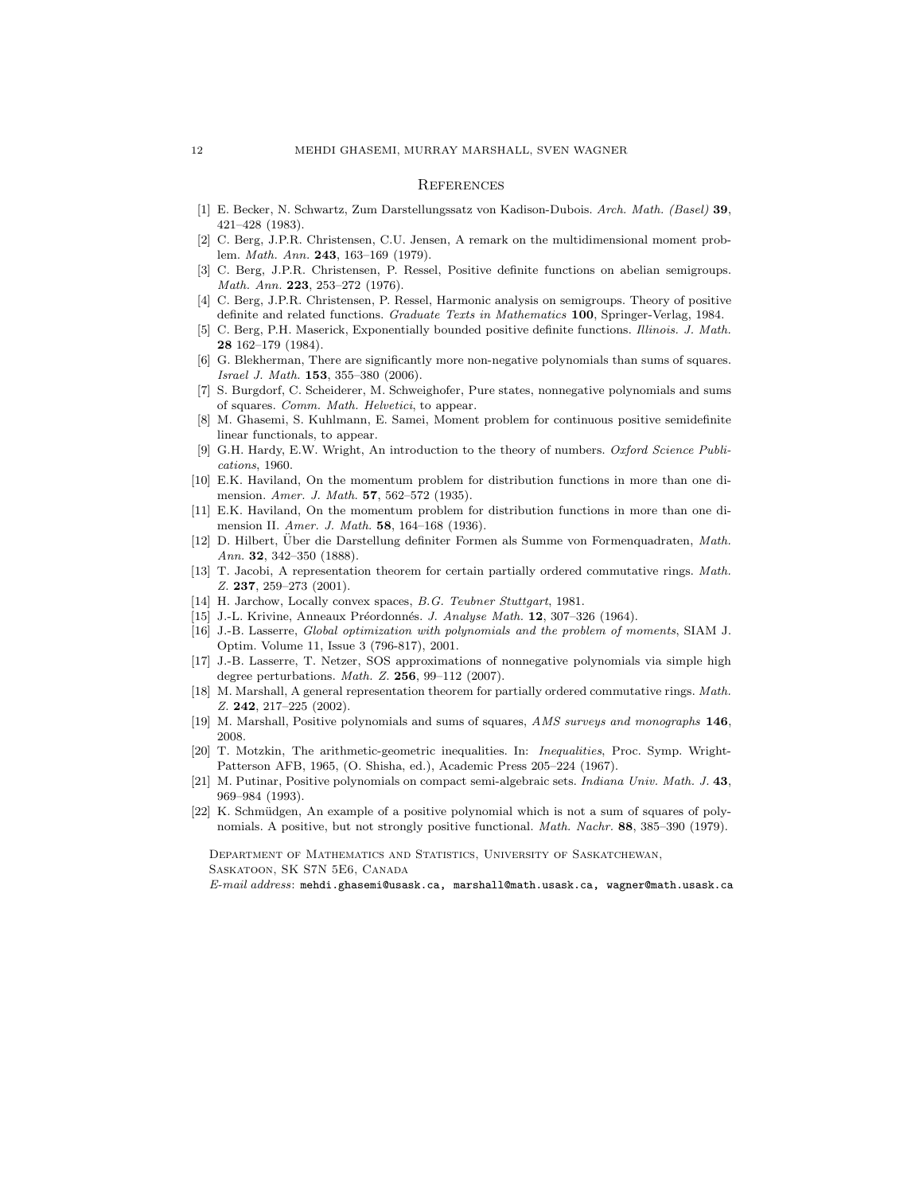## References

[1] E. Becker, N. Schwartz, Zum Darstellungssatz von Kadison-Dubois. *Arch. Math. (Basel)* **39**, 421–428 (1983).

[2] C. Berg, J.P.R. Christensen, C.U. Jensen, A remark on the multidimensional moment problem. *Math. Ann.* **243**, 163–169 (1979).

[3] C. Berg, J.P.R. Christensen, P. Ressel, Positive definite functions on abelian semigroups. *Math. Ann.* **223**, 253–272 (1976).

[4] C. Berg, J.P.R. Christensen, P. Ressel, Harmonic analysis on semigroups. Theory of positive definite and related functions. *Graduate Texts in Mathematics* **100**, Springer-Verlag, 1984.

[5] C. Berg, P.H. Maserick, Exponentially bounded positive definite functions. *Illinois. J. Math.* **28** 162–179 (1984).

[6] G. Blekherman, There are significantly more non-negative polynomials than sums of squares. *Israel J. Math.* **153**, 355–380 (2006).

[7] S. Burgdorf, C. Scheiderer, M. Schweighofer, Pure states, nonnegative polynomials and sums of squares. *Comm. Math. Helvetici*, to appear.

[8] M. Ghasemi, S. Kuhlmann, E. Samei, Moment problem for continuous positive semidefinite linear functionals, to appear.

[9] G.H. Hardy, E.W. Wright, An introduction to the theory of numbers. *Oxford Science Publications*, 1960.

[10] E.K. Haviland, On the momentum problem for distribution functions in more than one dimension. *Amer. J. Math.* **57**, 562–572 (1935).

[11] E.K. Haviland, On the momentum problem for distribution functions in more than one dimension II. *Amer. J. Math.* **58**, 164–168 (1936).

[12] D. Hilbert, Über die Darstellung definiter Formen als Summe von Formenquadraten, *Math. Ann.* **32**, 342–350 (1888).

[13] T. Jacobi, A representation theorem for certain partially ordered commutative rings. *Math. Z.* **237**, 259–273 (2001).

[14] H. Jarchow, Locally convex spaces, *B.G. Teubner Stuttgart*, 1981.

[15] J.-L. Krivine, Anneaux Préordonnés. *J. Analyse Math.* **12**, 307–326 (1964).

[16] J.-B. Lasserre, *Global optimization with polynomials and the problem of moments*, SIAM J. Optim. Volume 11, Issue 3 (796-817), 2001.

[17] J.-B. Lasserre, T. Netzer, SOS approximations of nonnegative polynomials via simple high degree perturbations. *Math. Z.* **256**, 99–112 (2007).

[18] M. Marshall, A general representation theorem for partially ordered commutative rings. *Math. Z.* **242**, 217–225 (2002).

[19] M. Marshall, Positive polynomials and sums of squares, *AMS surveys and monographs* **146**, 2008.

[20] T. Motzkin, The arithmetic-geometric inequalities. In: *Inequalities*, Proc. Symp. Wright-Patterson AFB, 1965, (O. Shisha, ed.), Academic Press 205–224 (1967).

[21] M. Putinar, Positive polynomials on compact semi-algebraic sets. *Indiana Univ. Math. J.* **43**, 969–984 (1993).

[22] K. Schmüdgen, An example of a positive polynomial which is not a sum of squares of polynomials. A positive, but not strongly positive functional. *Math. Nachr.* **88**, 385–390 (1979).

Department of Mathematics and Statistics, University of Saskatchewan,
Saskatoon, SK S7N 5E6, Canada

*E-mail address*: mehdi.ghasemi@usask.ca, marshall@math.usask.ca, wagner@math.usask.ca